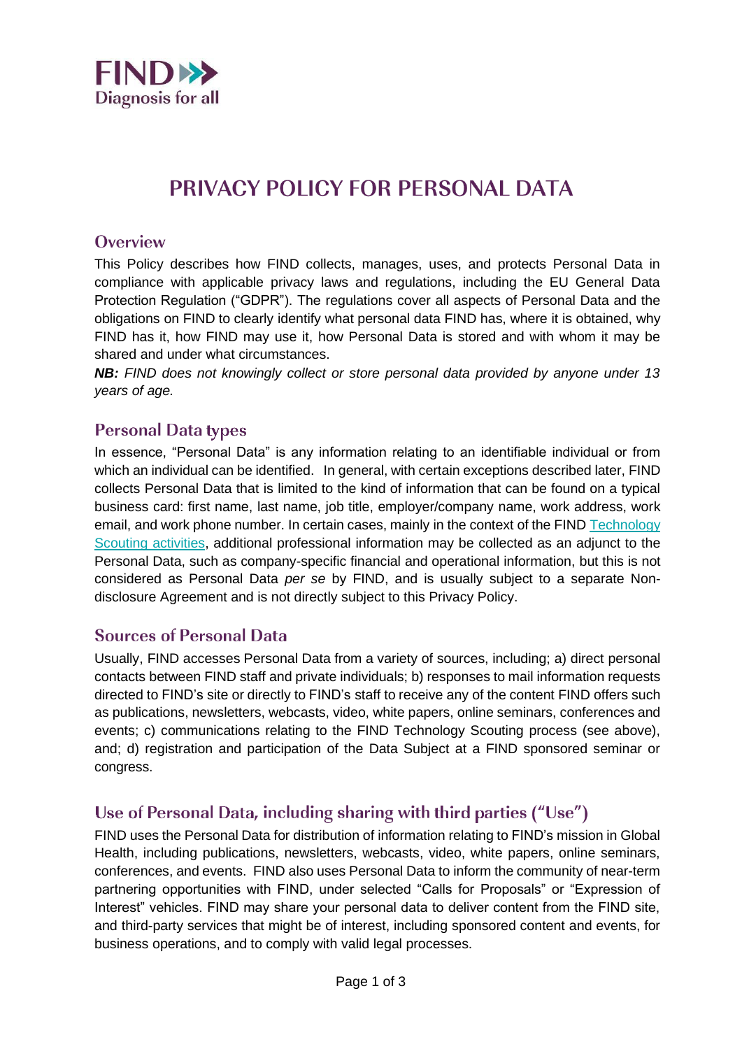FIND Diagnosis for all

# PRIVACY POLICY FOR PERSONAL DATA

## Overview

This Policy describes how FIND collects, manages, uses, and protects Personal Data in compliance with applicable privacy laws and regulations, including the EU General Data Protection Regulation ("GDPR"). The regulations cover all aspects of Personal Data and the obligations on FIND to clearly identify what personal data FIND has, where it is obtained, why FIND has it, how FIND may use it, how Personal Data is stored and with whom it may be shared and under what circumstances.

***NB:** FIND does not knowingly collect or store personal data provided by anyone under 13 years of age.*

## Personal Data types

In essence, "Personal Data" is any information relating to an identifiable individual or from which an individual can be identified. In general, with certain exceptions described later, FIND collects Personal Data that is limited to the kind of information that can be found on a typical business card: first name, last name, job title, employer/company name, work address, work email, and work phone number. In certain cases, mainly in the context of the FIND Technology Scouting activities, additional professional information may be collected as an adjunct to the Personal Data, such as company-specific financial and operational information, but this is not considered as Personal Data *per se* by FIND, and is usually subject to a separate Non-disclosure Agreement and is not directly subject to this Privacy Policy.

## Sources of Personal Data

Usually, FIND accesses Personal Data from a variety of sources, including; a) direct personal contacts between FIND staff and private individuals; b) responses to mail information requests directed to FIND's site or directly to FIND's staff to receive any of the content FIND offers such as publications, newsletters, webcasts, video, white papers, online seminars, conferences and events; c) communications relating to the FIND Technology Scouting process (see above), and; d) registration and participation of the Data Subject at a FIND sponsored seminar or congress.

## Use of Personal Data, including sharing with third parties ("Use")

FIND uses the Personal Data for distribution of information relating to FIND's mission in Global Health, including publications, newsletters, webcasts, video, white papers, online seminars, conferences, and events. FIND also uses Personal Data to inform the community of near-term partnering opportunities with FIND, under selected "Calls for Proposals" or "Expression of Interest" vehicles. FIND may share your personal data to deliver content from the FIND site, and third-party services that might be of interest, including sponsored content and events, for business operations, and to comply with valid legal processes.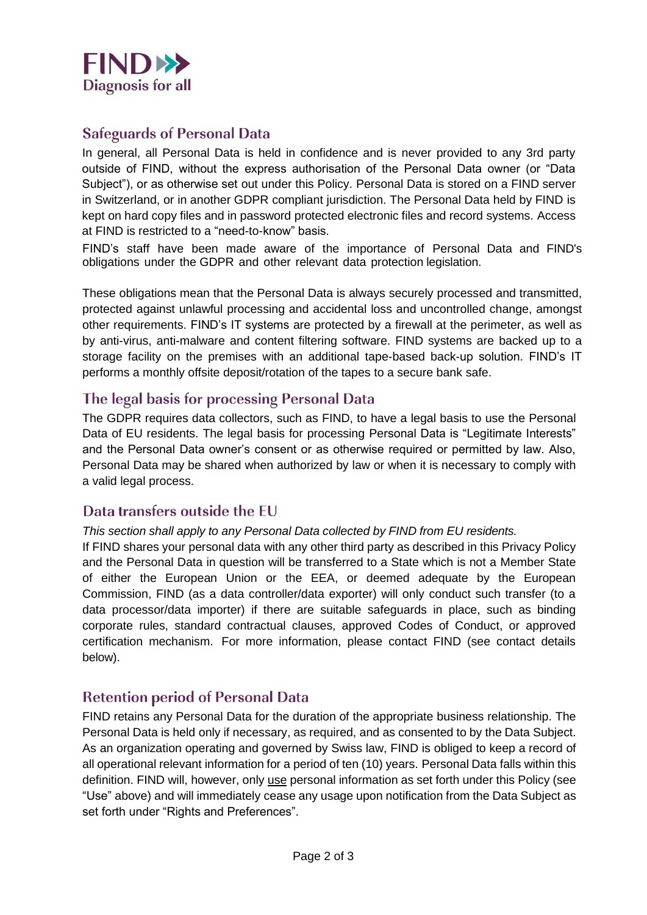## Safeguards of Personal Data

In general, all Personal Data is held in confidence and is never provided to any 3rd party outside of FIND, without the express authorisation of the Personal Data owner (or "Data Subject"), or as otherwise set out under this Policy. Personal Data is stored on a FIND server in Switzerland, or in another GDPR compliant jurisdiction. The Personal Data held by FIND is kept on hard copy files and in password protected electronic files and record systems. Access at FIND is restricted to a "need-to-know" basis.

FIND's staff have been made aware of the importance of Personal Data and FIND's obligations under the GDPR and other relevant data protection legislation.

These obligations mean that the Personal Data is always securely processed and transmitted, protected against unlawful processing and accidental loss and uncontrolled change, amongst other requirements. FIND's IT systems are protected by a firewall at the perimeter, as well as by anti-virus, anti-malware and content filtering software. FIND systems are backed up to a storage facility on the premises with an additional tape-based back-up solution. FIND's IT performs a monthly offsite deposit/rotation of the tapes to a secure bank safe.

## The legal basis for processing Personal Data

The GDPR requires data collectors, such as FIND, to have a legal basis to use the Personal Data of EU residents. The legal basis for processing Personal Data is "Legitimate Interests" and the Personal Data owner's consent or as otherwise required or permitted by law. Also, Personal Data may be shared when authorized by law or when it is necessary to comply with a valid legal process.

## Data transfers outside the EU

*This section shall apply to any Personal Data collected by FIND from EU residents.*

If FIND shares your personal data with any other third party as described in this Privacy Policy and the Personal Data in question will be transferred to a State which is not a Member State of either the European Union or the EEA, or deemed adequate by the European Commission, FIND (as a data controller/data exporter) will only conduct such transfer (to a data processor/data importer) if there are suitable safeguards in place, such as binding corporate rules, standard contractual clauses, approved Codes of Conduct, or approved certification mechanism. For more information, please contact FIND (see contact details below).

## Retention period of Personal Data

FIND retains any Personal Data for the duration of the appropriate business relationship. The Personal Data is held only if necessary, as required, and as consented to by the Data Subject. As an organization operating and governed by Swiss law, FIND is obliged to keep a record of all operational relevant information for a period of ten (10) years. Personal Data falls within this definition. FIND will, however, only use personal information as set forth under this Policy (see "Use" above) and will immediately cease any usage upon notification from the Data Subject as set forth under "Rights and Preferences".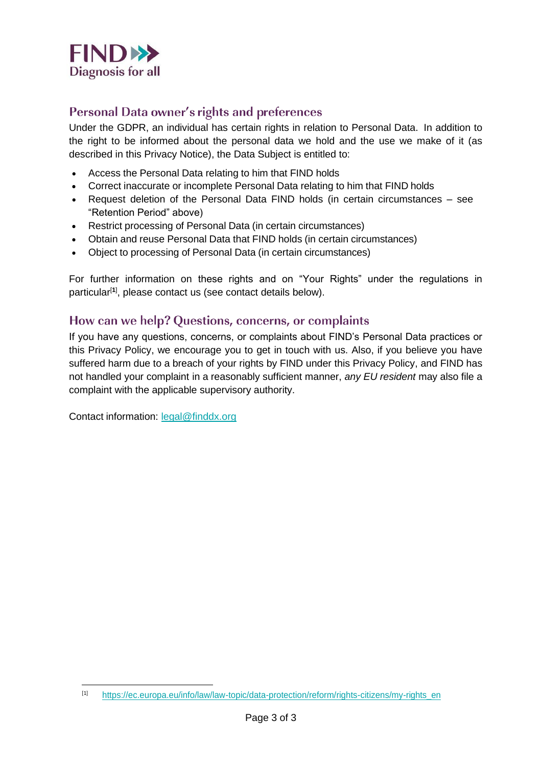## Personal Data owner's rights and preferences

Under the GDPR, an individual has certain rights in relation to Personal Data. In addition to the right to be informed about the personal data we hold and the use we make of it (as described in this Privacy Notice), the Data Subject is entitled to:

- Access the Personal Data relating to him that FIND holds
- Correct inaccurate or incomplete Personal Data relating to him that FIND holds
- Request deletion of the Personal Data FIND holds (in certain circumstances – see "Retention Period" above)
- Restrict processing of Personal Data (in certain circumstances)
- Obtain and reuse Personal Data that FIND holds (in certain circumstances)
- Object to processing of Personal Data (in certain circumstances)

For further information on these rights and on "Your Rights" under the regulations in particular[1], please contact us (see contact details below).

## How can we help? Questions, concerns, or complaints

If you have any questions, concerns, or complaints about FIND's Personal Data practices or this Privacy Policy, we encourage you to get in touch with us. Also, if you believe you have suffered harm due to a breach of your rights by FIND under this Privacy Policy, and FIND has not handled your complaint in a reasonably sufficient manner, *any EU resident* may also file a complaint with the applicable supervisory authority.

Contact information: [legal@finddx.org](mailto:legal@finddx.org)

[1] https://ec.europa.eu/info/law/law-topic/data-protection/reform/rights-citizens/my-rights_en